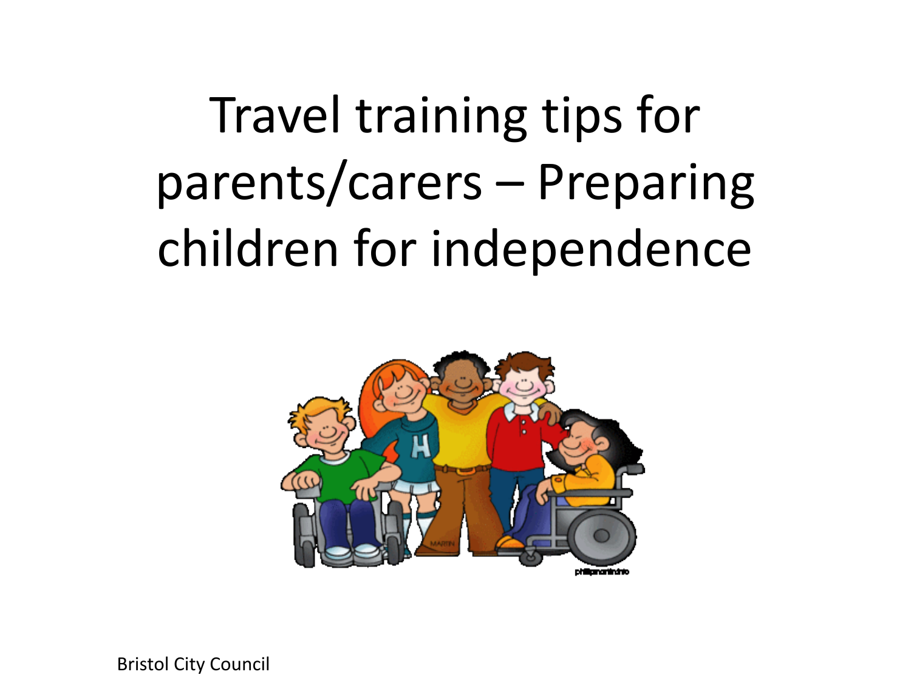# Travel training tips for parents/carers – Preparing children for independence

Bristol City Council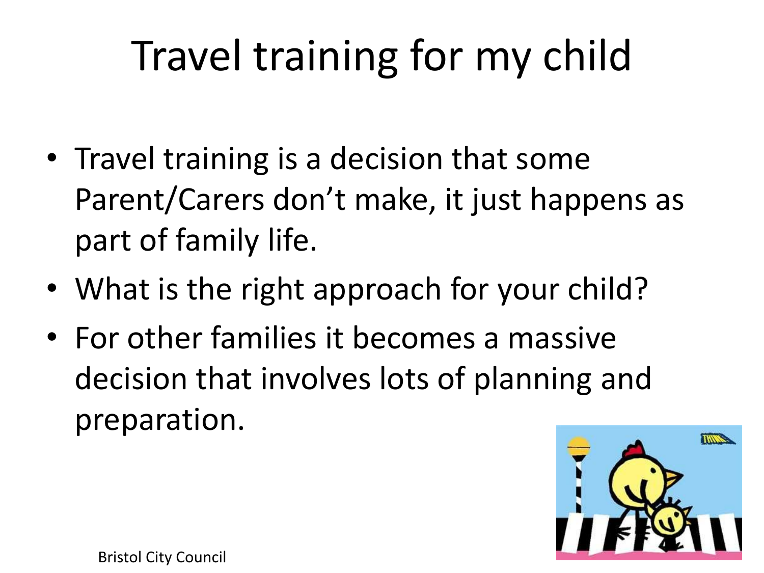# Travel training for my child

- Travel training is a decision that some Parent/Carers don't make, it just happens as part of family life.
- What is the right approach for your child?
- For other families it becomes a massive decision that involves lots of planning and preparation.

Bristol City Council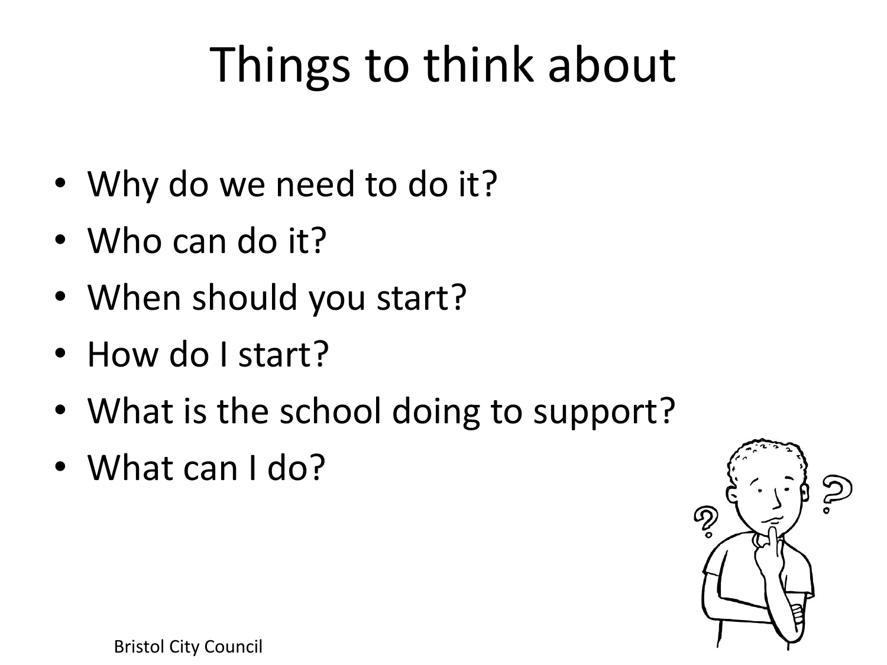# Things to think about

- Why do we need to do it?
- Who can do it?
- When should you start?
- How do I start?
- What is the school doing to support?
- What can I do?

Bristol City Council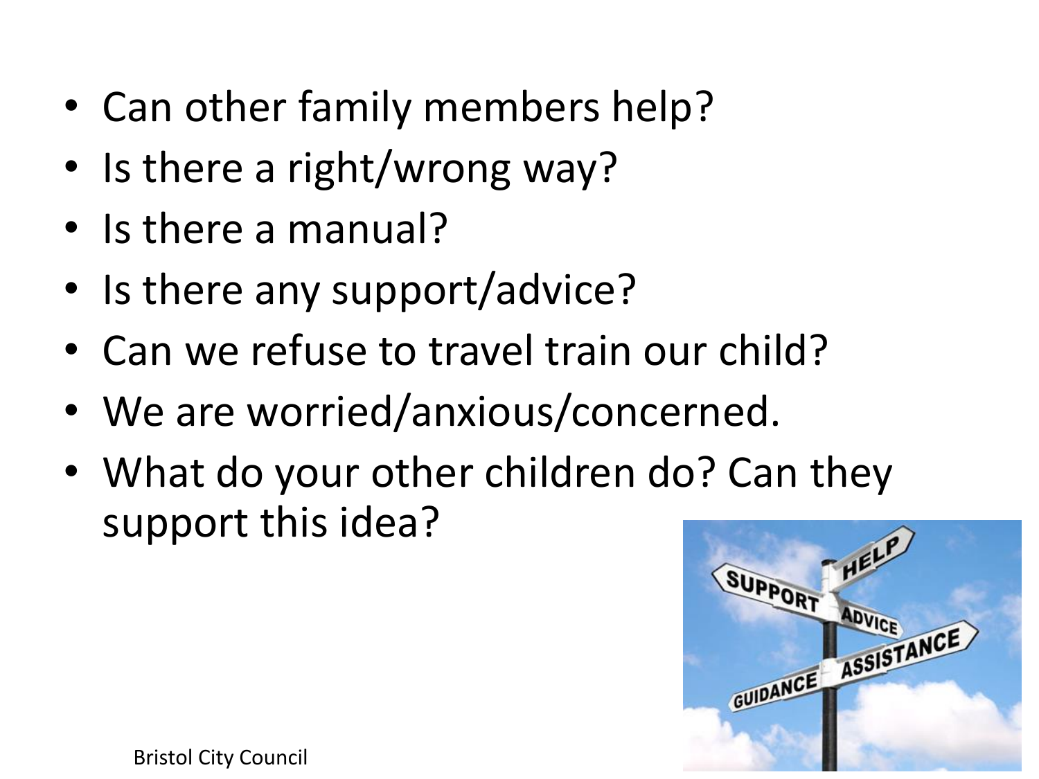- Can other family members help?
- Is there a right/wrong way?
- Is there a manual?
- Is there any support/advice?
- Can we refuse to travel train our child?
- We are worried/anxious/concerned.
- What do your other children do? Can they support this idea?

Bristol City Council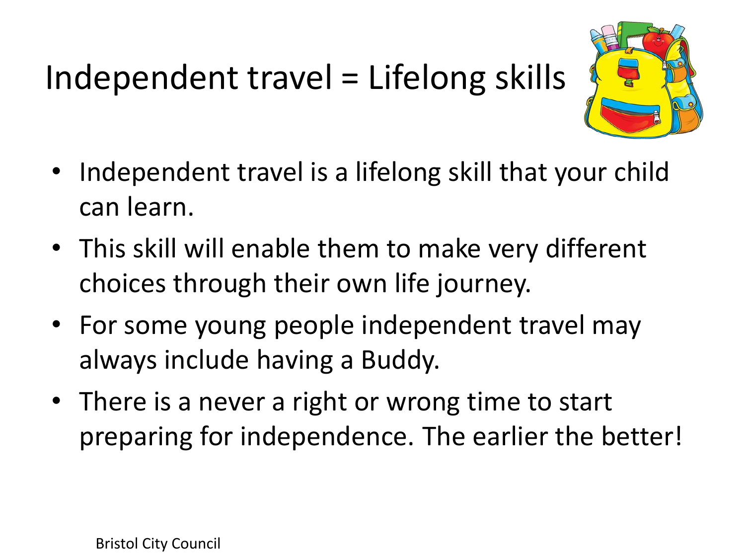# Independent travel = Lifelong skills

- Independent travel is a lifelong skill that your child can learn.
- This skill will enable them to make very different choices through their own life journey.
- For some young people independent travel may always include having a Buddy.
- There is a never a right or wrong time to start preparing for independence. The earlier the better!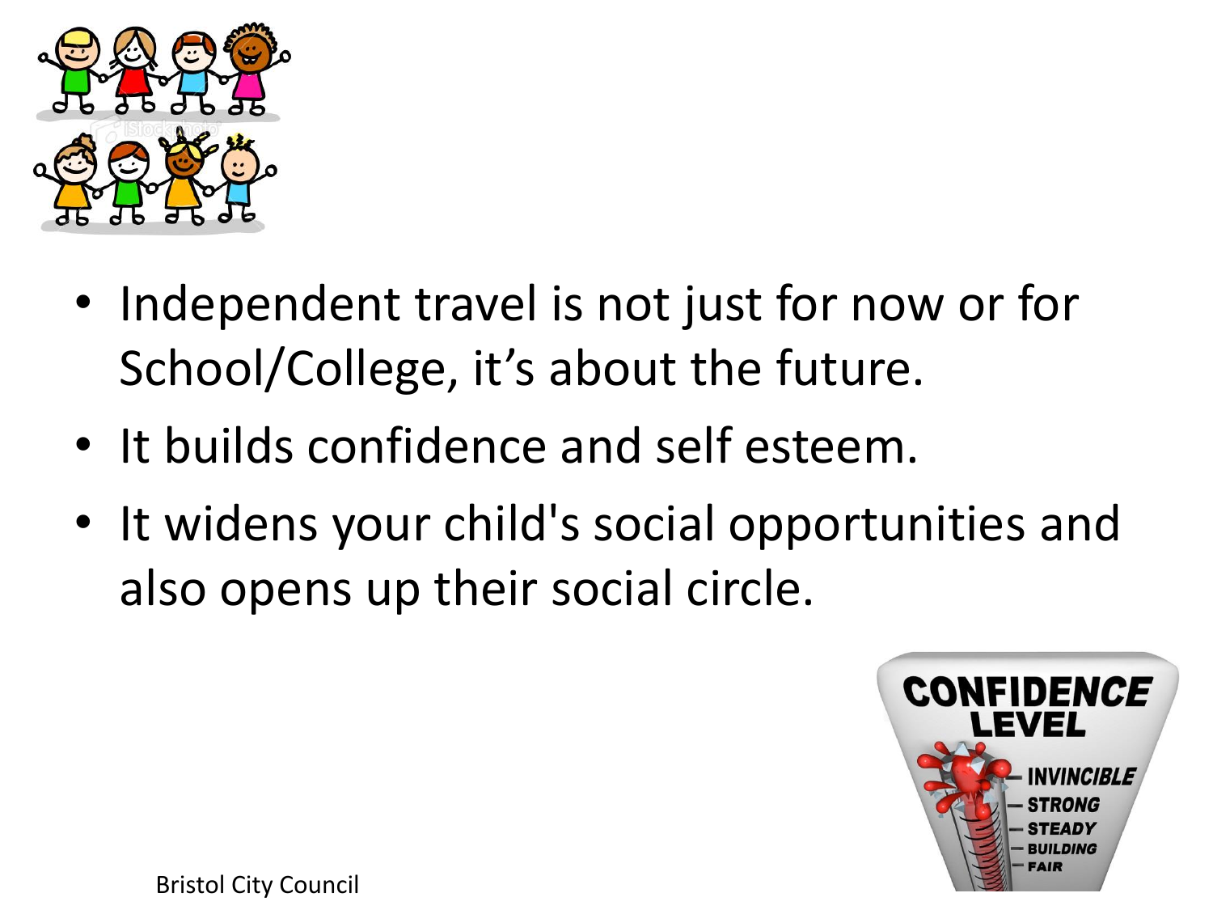- Independent travel is not just for now or for School/College, it's about the future.
- It builds confidence and self esteem.
- It widens your child's social opportunities and also opens up their social circle.

Bristol City Council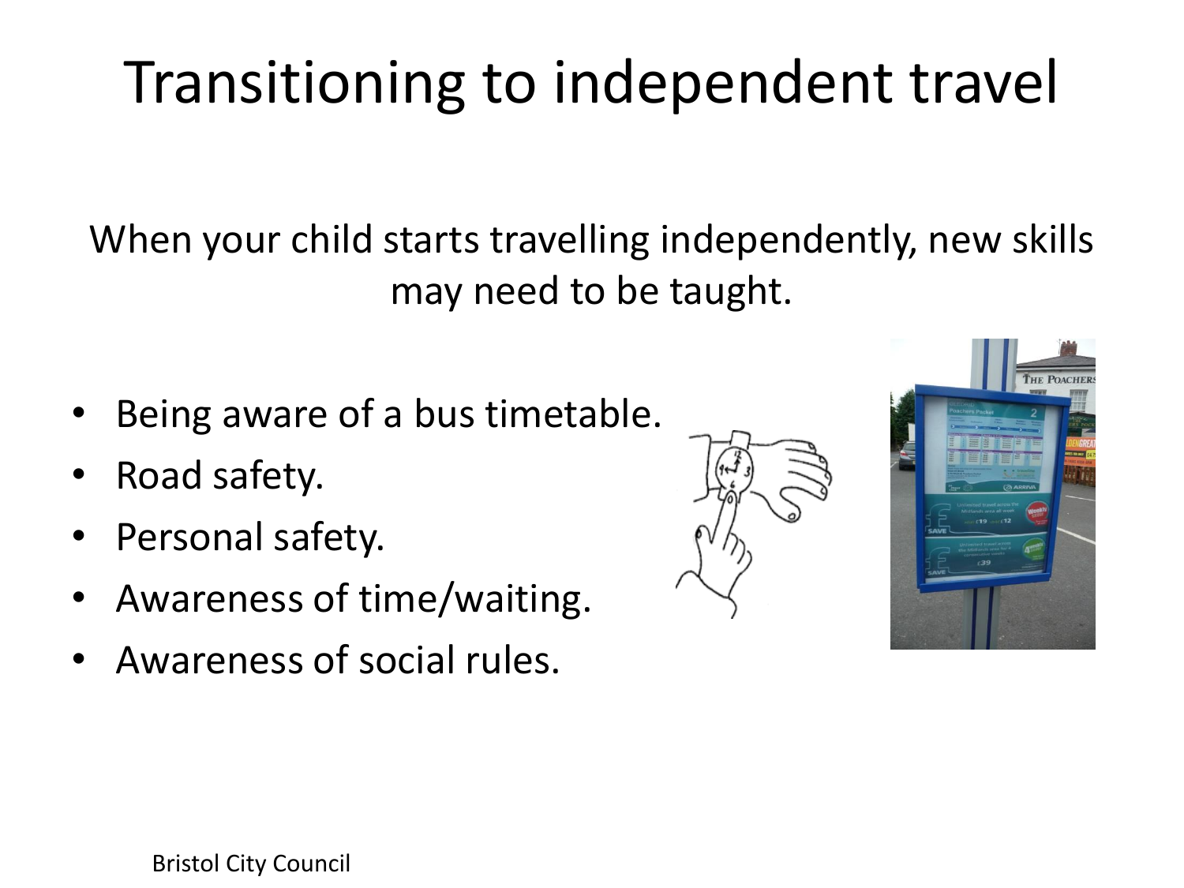# Transitioning to independent travel

When your child starts travelling independently, new skills may need to be taught.

- Being aware of a bus timetable.
- Road safety.
- Personal safety.
- Awareness of time/waiting.
- Awareness of social rules.

Bristol City Council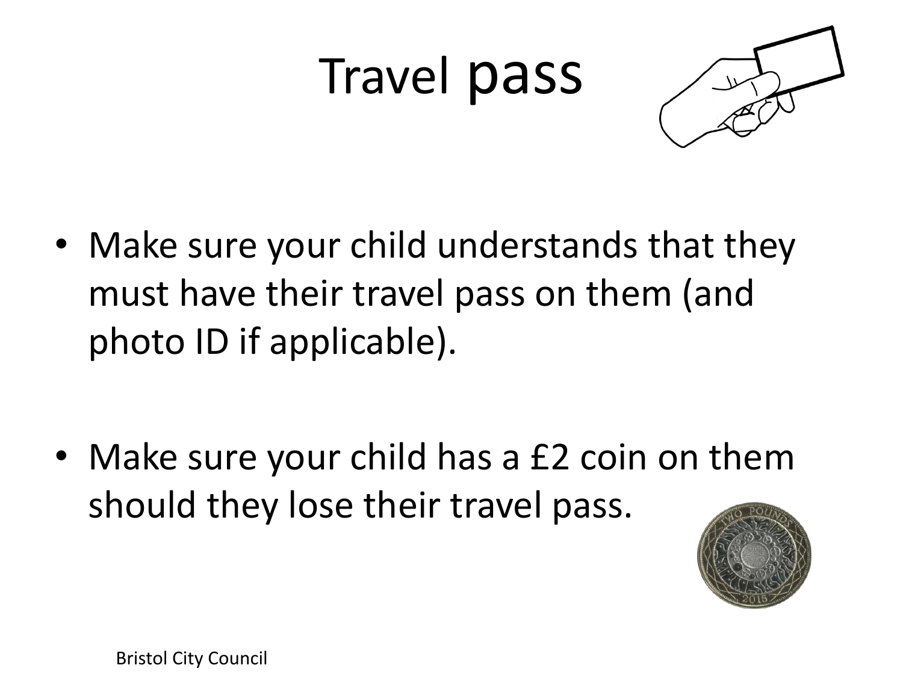# Travel pass

- Make sure your child understands that they must have their travel pass on them (and photo ID if applicable).

- Make sure your child has a £2 coin on them should they lose their travel pass.

Bristol City Council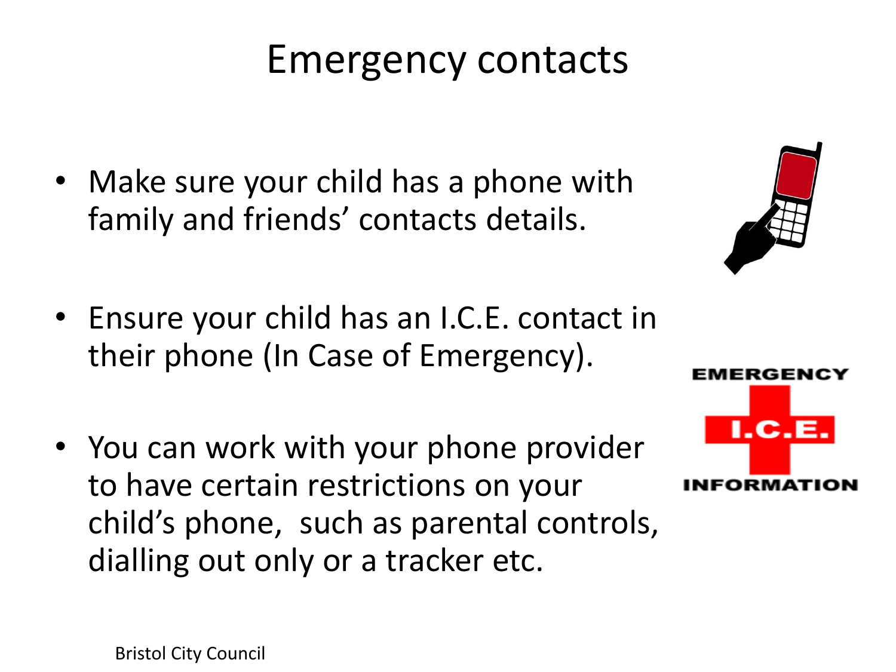# Emergency contacts

- Make sure your child has a phone with family and friends' contacts details.
- Ensure your child has an I.C.E. contact in their phone (In Case of Emergency).
- You can work with your phone provider to have certain restrictions on your child's phone, such as parental controls, dialling out only or a tracker etc.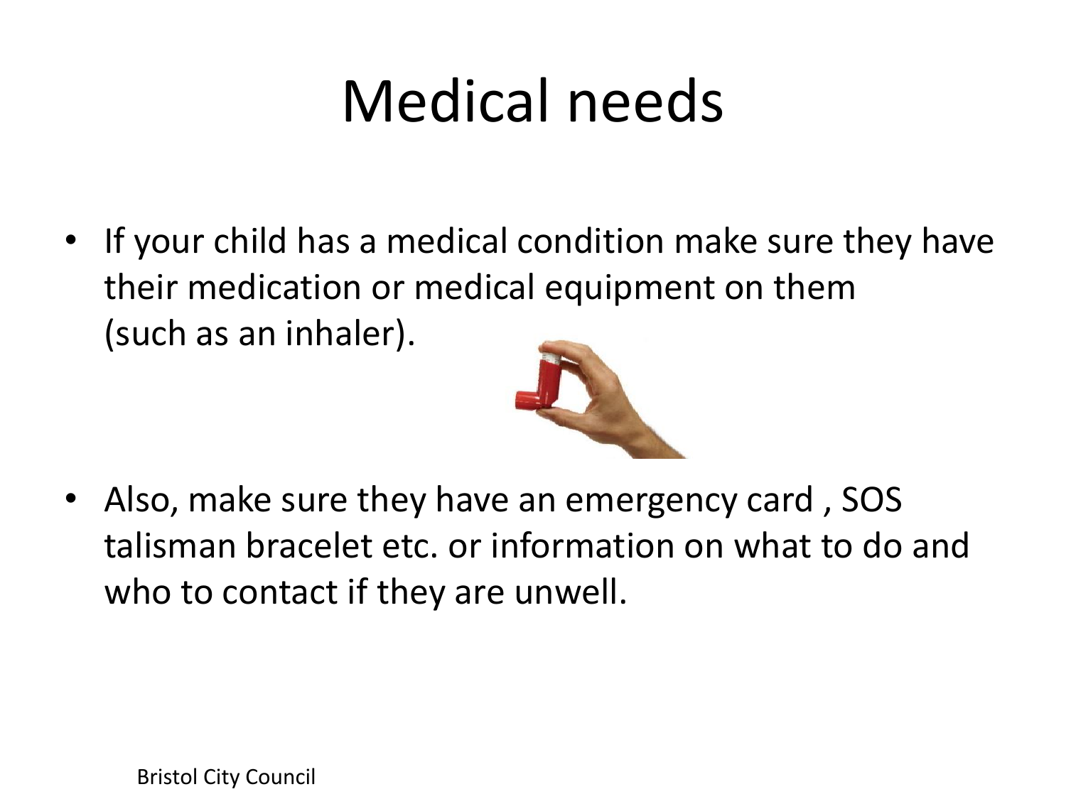# Medical needs

- If your child has a medical condition make sure they have their medication or medical equipment on them (such as an inhaler).

- Also, make sure they have an emergency card , SOS talisman bracelet etc. or information on what to do and who to contact if they are unwell.

Bristol City Council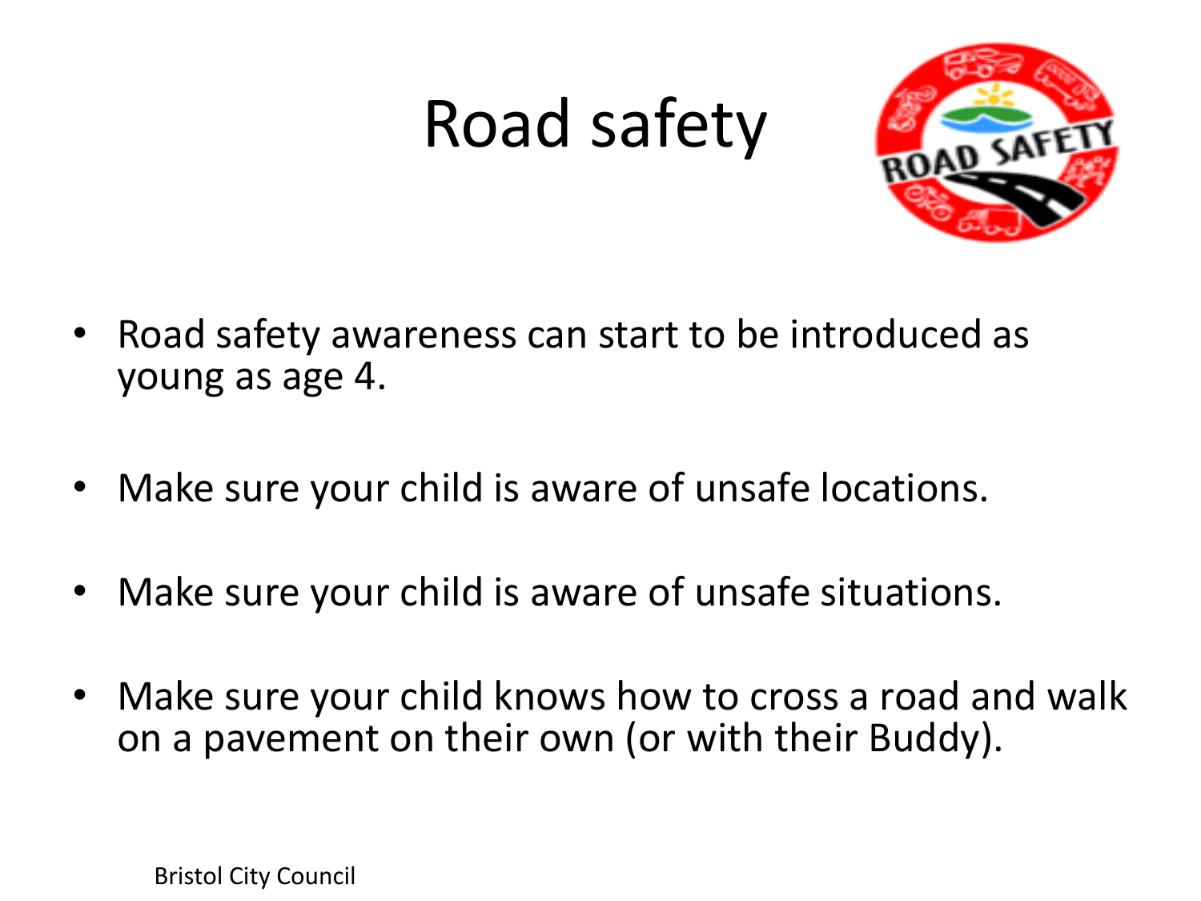# Road safety

- Road safety awareness can start to be introduced as young as age 4.
- Make sure your child is aware of unsafe locations.
- Make sure your child is aware of unsafe situations.
- Make sure your child knows how to cross a road and walk on a pavement on their own (or with their Buddy).

Bristol City Council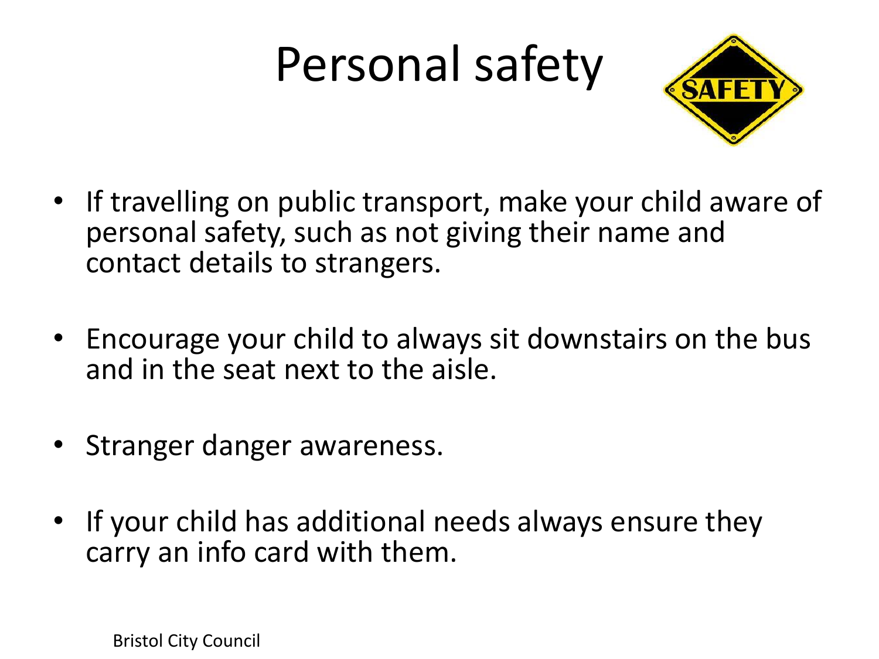# Personal safety

- If travelling on public transport, make your child aware of personal safety, such as not giving their name and contact details to strangers.
- Encourage your child to always sit downstairs on the bus and in the seat next to the aisle.
- Stranger danger awareness.
- If your child has additional needs always ensure they carry an info card with them.

Bristol City Council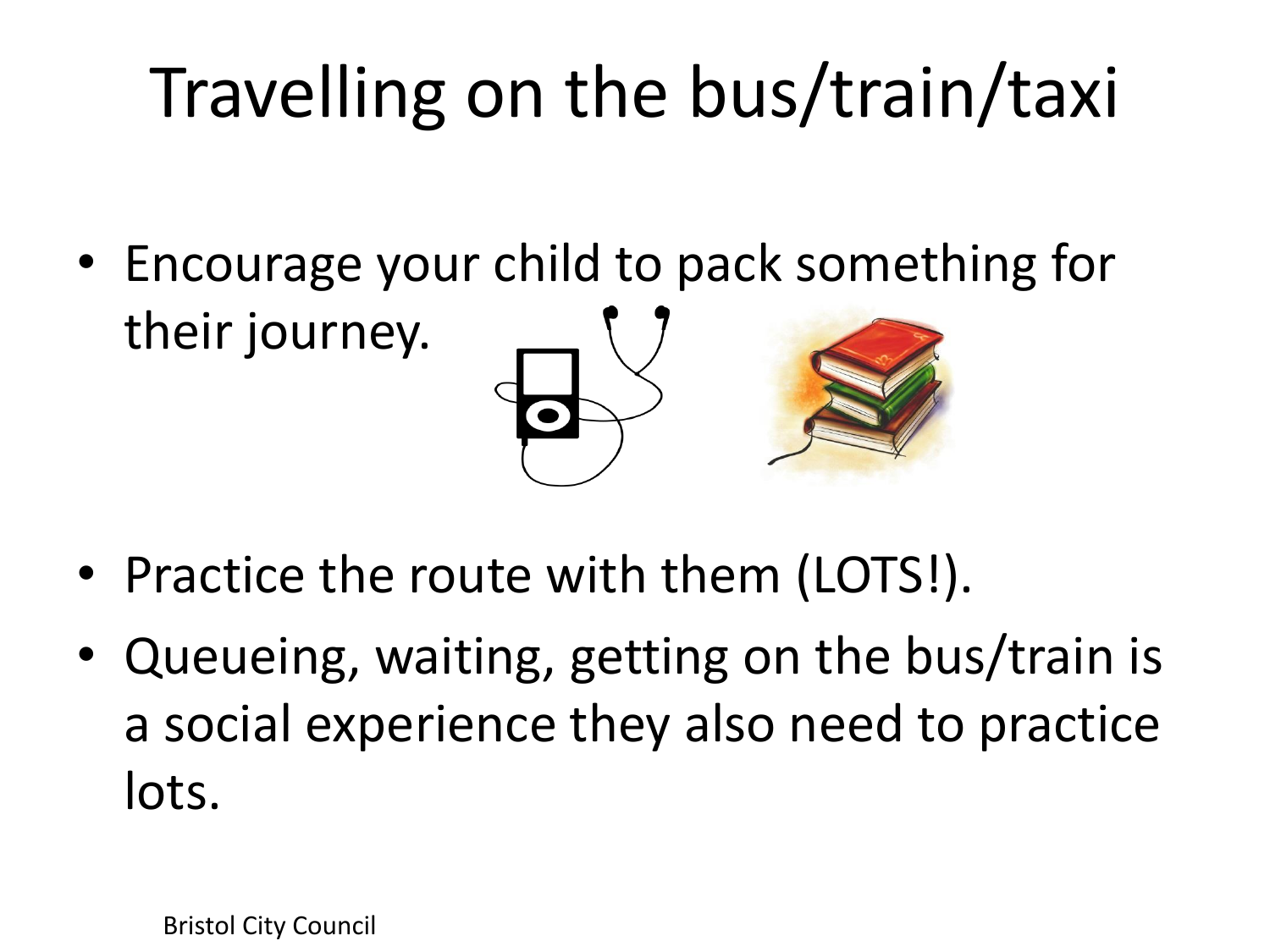# Travelling on the bus/train/taxi

- Encourage your child to pack something for their journey.

- Practice the route with them (LOTS!).
- Queueing, waiting, getting on the bus/train is a social experience they also need to practice lots.

Bristol City Council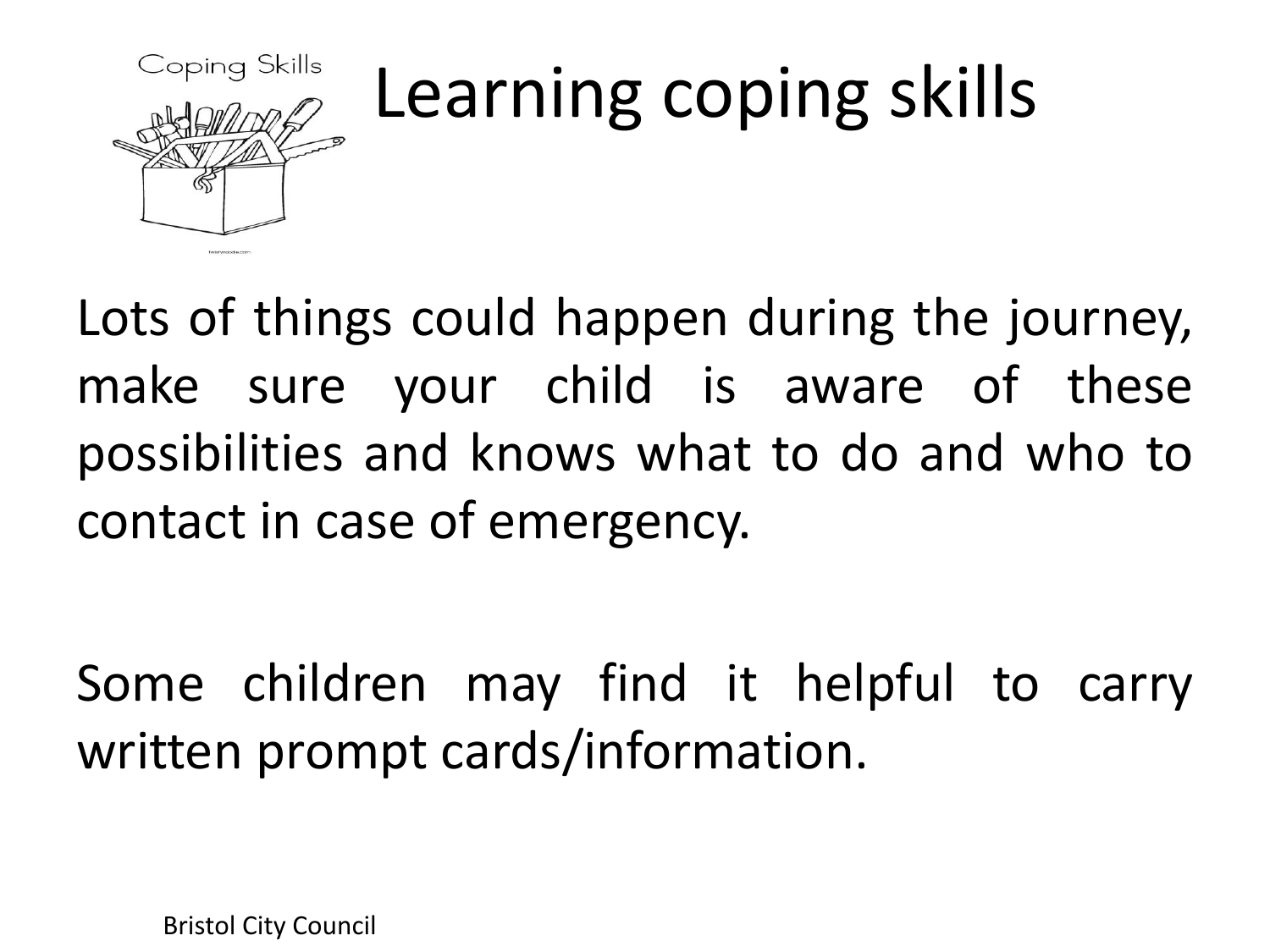# Learning coping skills

Lots of things could happen during the journey, make sure your child is aware of these possibilities and knows what to do and who to contact in case of emergency.

Some children may find it helpful to carry written prompt cards/information.

Bristol City Council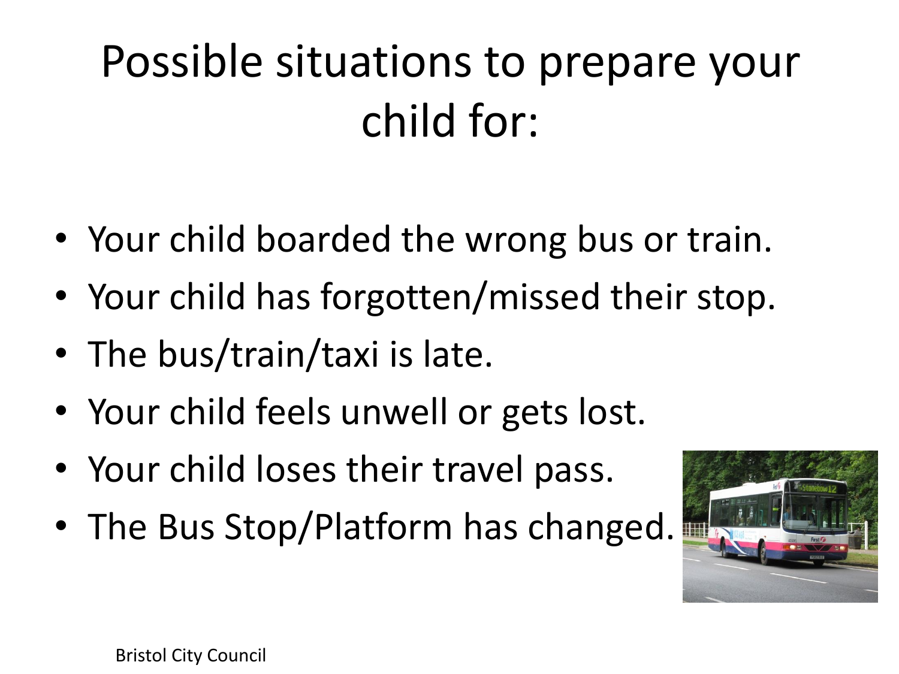# Possible situations to prepare your child for:

- Your child boarded the wrong bus or train.
- Your child has forgotten/missed their stop.
- The bus/train/taxi is late.
- Your child feels unwell or gets lost.
- Your child loses their travel pass.
- The Bus Stop/Platform has changed.

Bristol City Council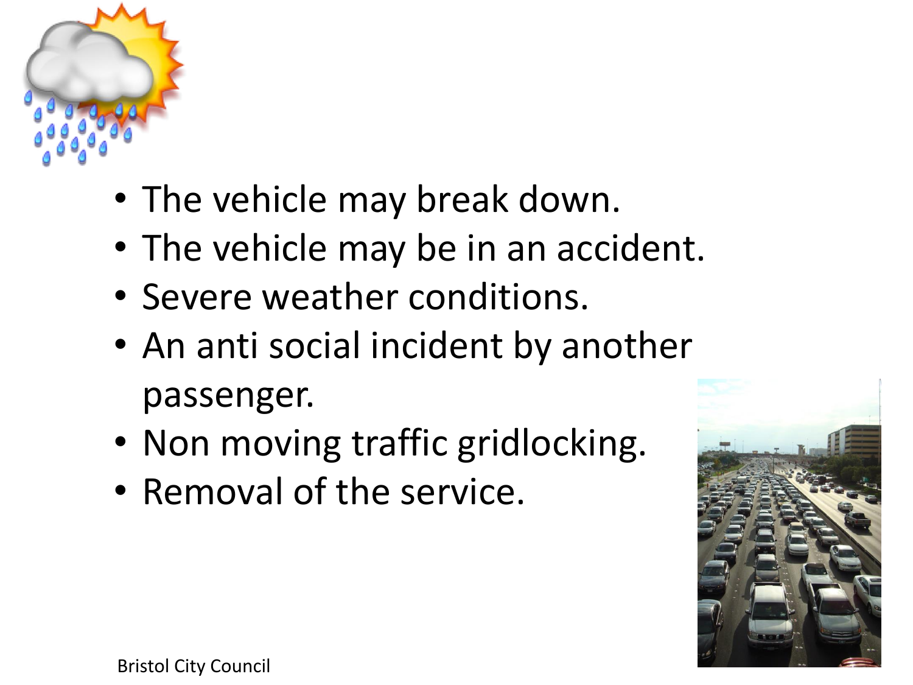- The vehicle may break down.
- The vehicle may be in an accident.
- Severe weather conditions.
- An anti social incident by another passenger.
- Non moving traffic gridlocking.
- Removal of the service.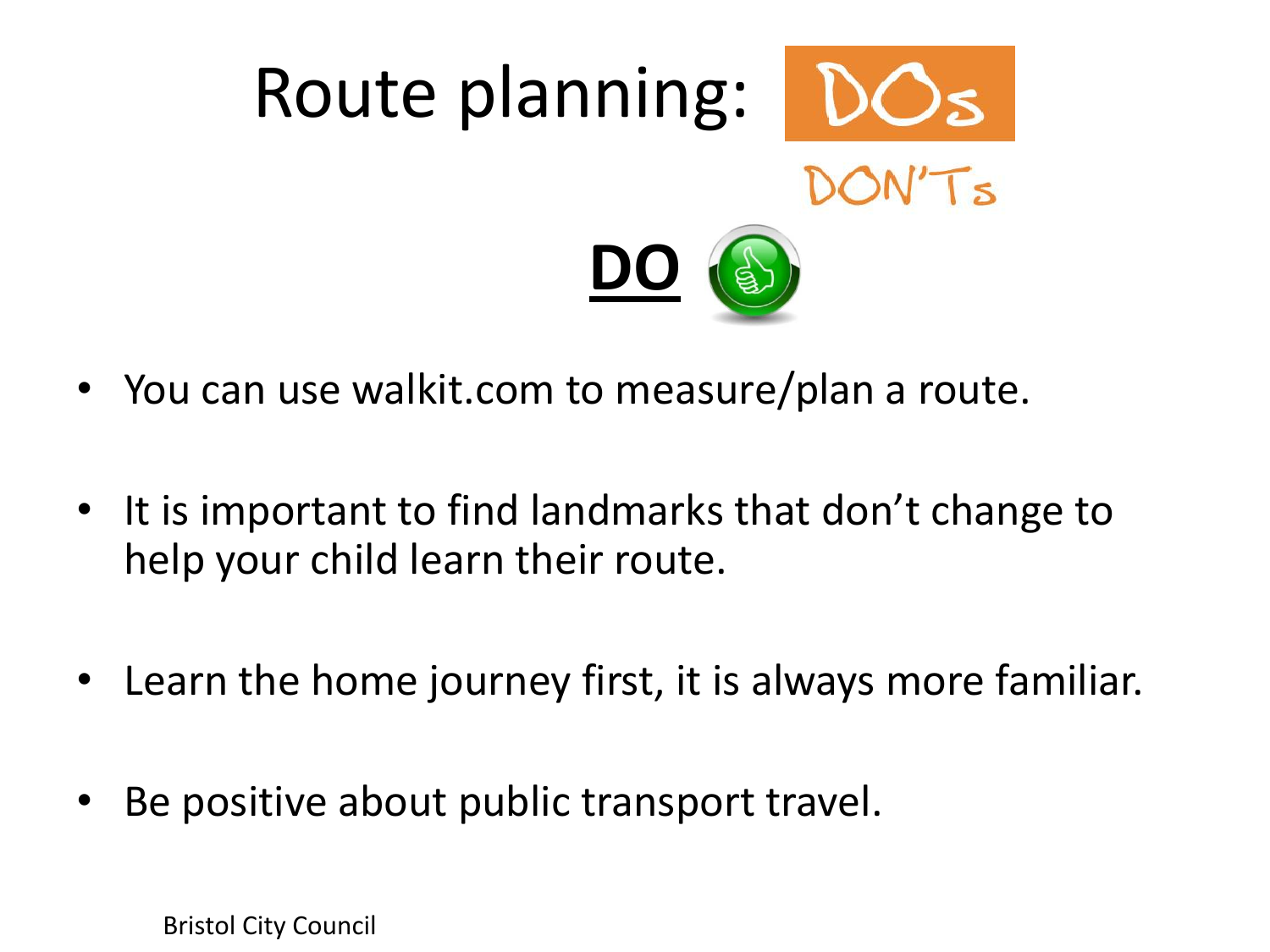# Route planning: DOs DON'Ts

## DO

- You can use walkit.com to measure/plan a route.
- It is important to find landmarks that don't change to help your child learn their route.
- Learn the home journey first, it is always more familiar.
- Be positive about public transport travel.

Bristol City Council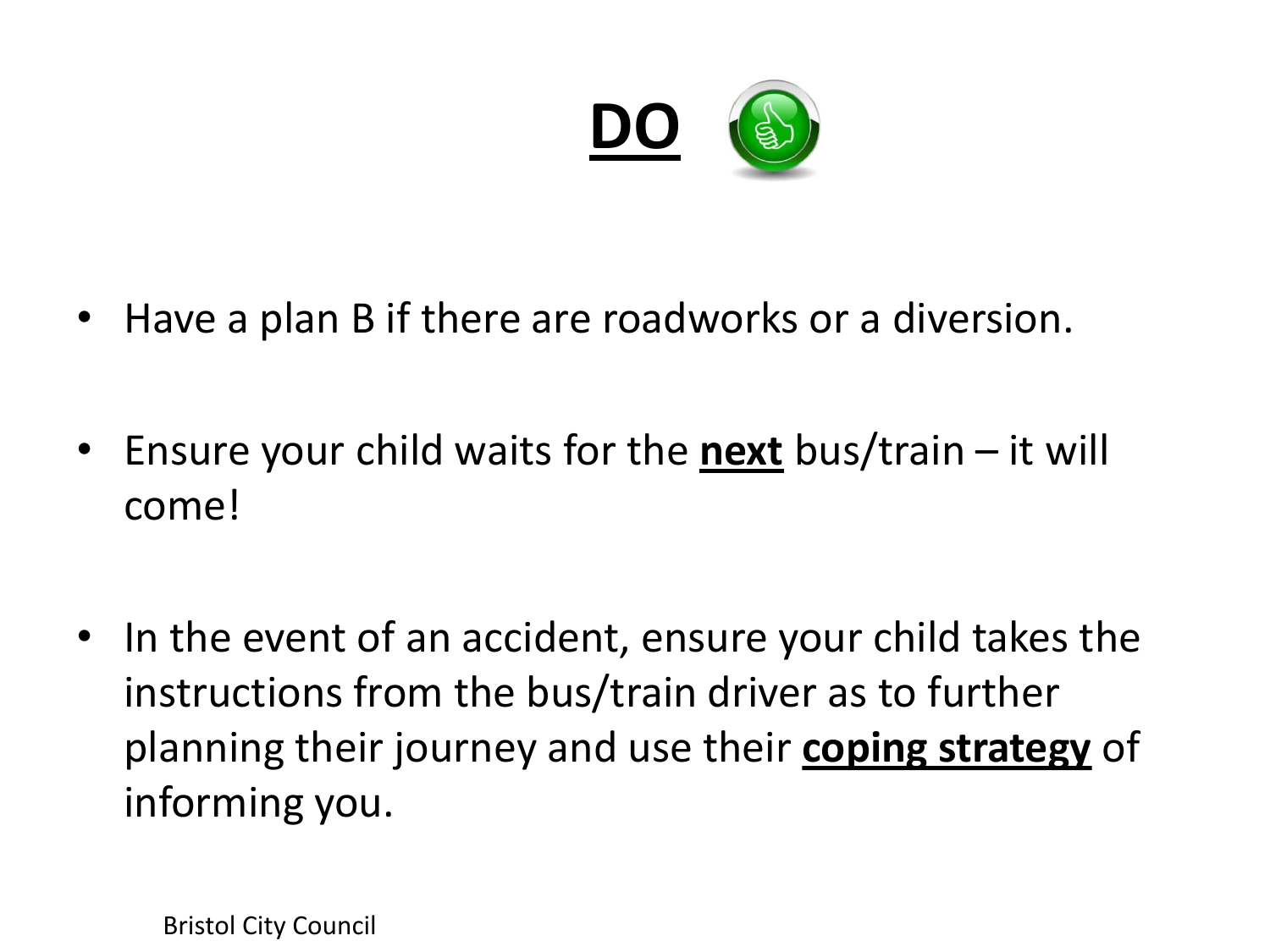# **DO**

- Have a plan B if there are roadworks or a diversion.
- Ensure your child waits for the **next** bus/train – it will come!
- In the event of an accident, ensure your child takes the instructions from the bus/train driver as to further planning their journey and use their **coping strategy** of informing you.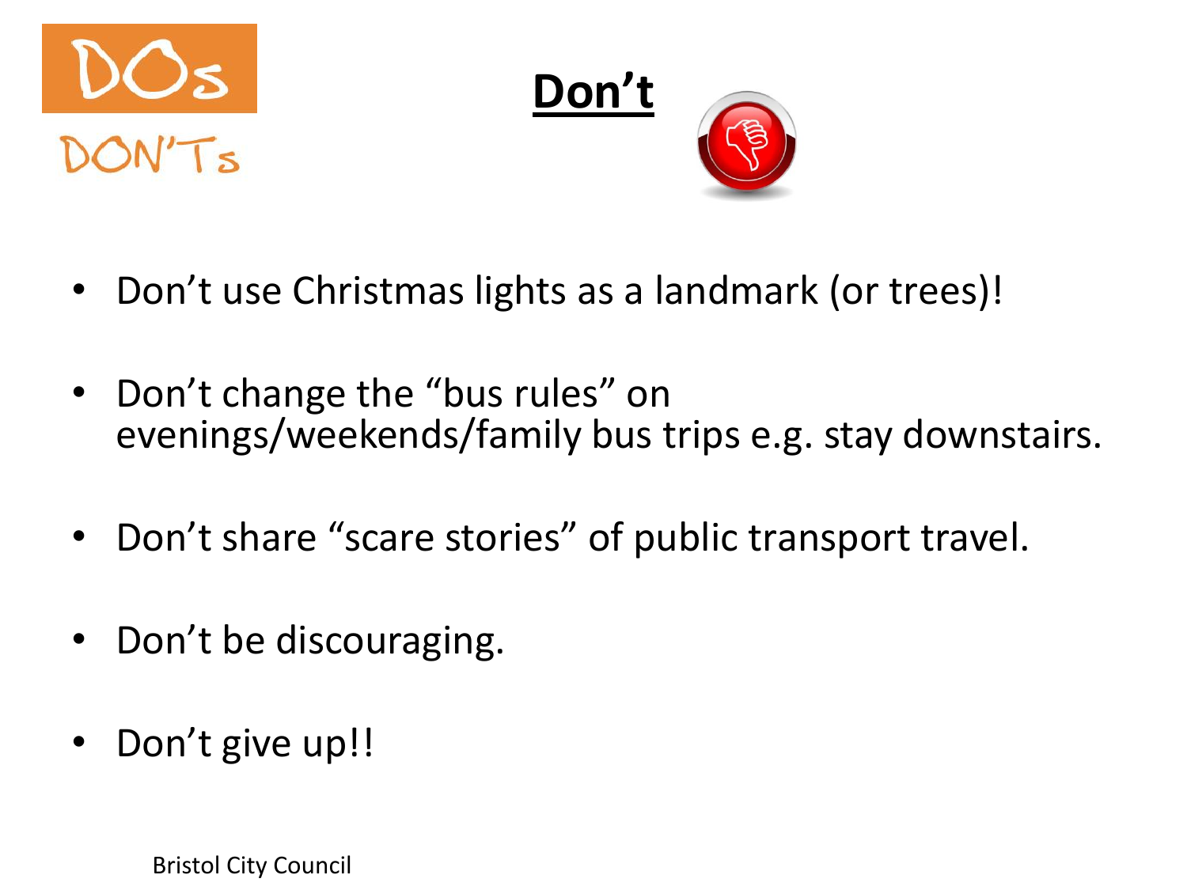DOs

DON'Ts

# Don't

- Don't use Christmas lights as a landmark (or trees)!
- Don't change the "bus rules" on evenings/weekends/family bus trips e.g. stay downstairs.
- Don't share "scare stories" of public transport travel.
- Don't be discouraging.
- Don't give up!!

Bristol City Council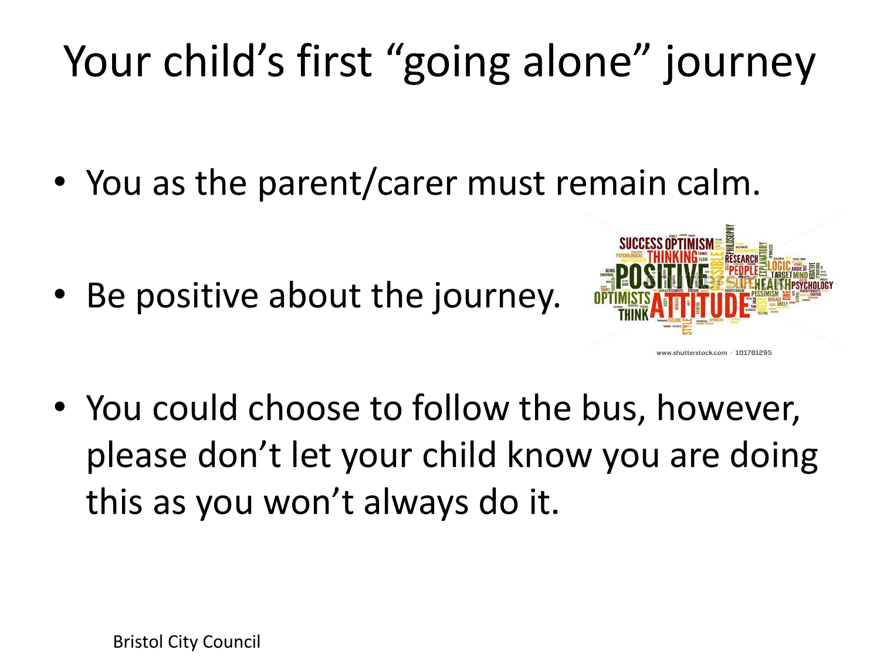# Your child's first "going alone" journey

- You as the parent/carer must remain calm.
- Be positive about the journey.
- You could choose to follow the bus, however, please don't let your child know you are doing this as you won't always do it.

Bristol City Council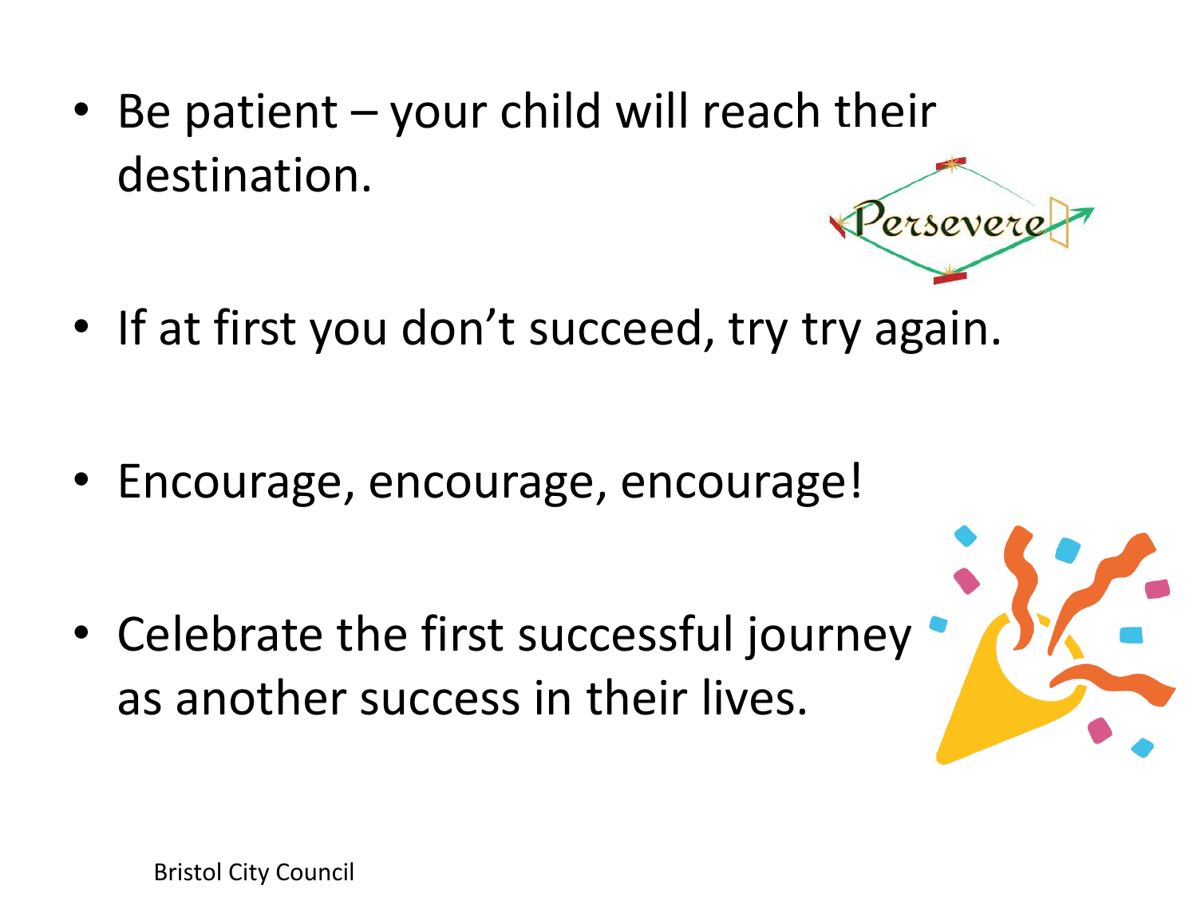- Be patient – your child will reach their destination.

- If at first you don't succeed, try try again.

- Encourage, encourage, encourage!

- Celebrate the first successful journey as another success in their lives.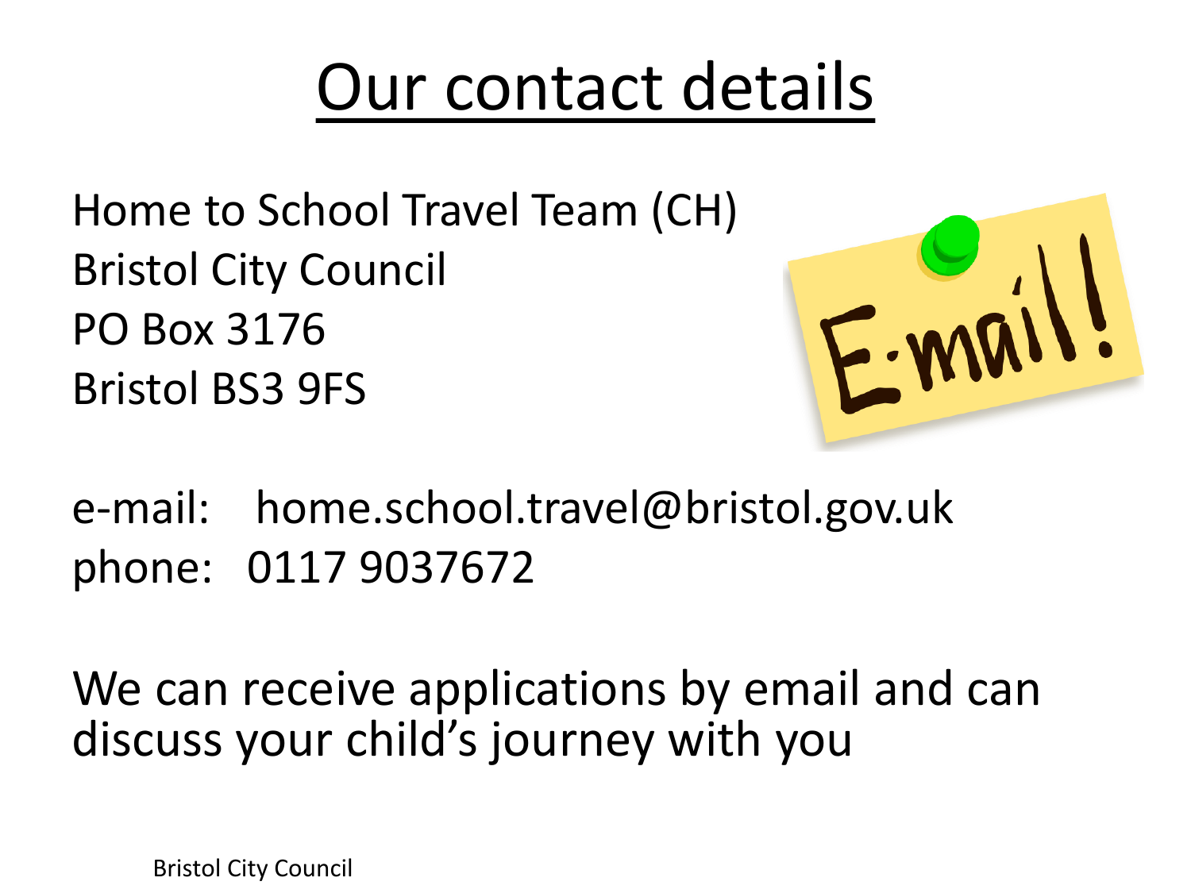# Our contact details

Home to School Travel Team (CH)
Bristol City Council
PO Box 3176
Bristol BS3 9FS

e-mail: home.school.travel@bristol.gov.uk
phone: 0117 9037672

We can receive applications by email and can discuss your child's journey with you